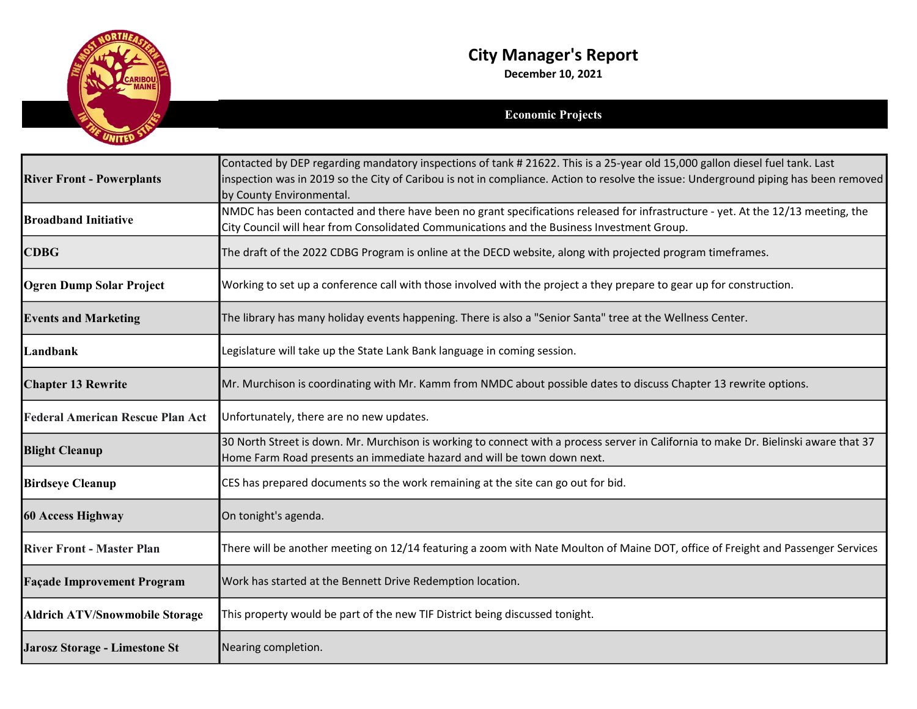# City Manager's Report

**December 10, 2021**

## Economic Projects

| | |
|---|---|
| **River Front - Powerplants** | Contacted by DEP regarding mandatory inspections of tank # 21622. This is a 25-year old 15,000 gallon diesel fuel tank. Last inspection was in 2019 so the City of Caribou is not in compliance. Action to resolve the issue: Underground piping has been removed by County Environmental. |
| **Broadband Initiative** | NMDC has been contacted and there have been no grant specifications released for infrastructure - yet. At the 12/13 meeting, the City Council will hear from Consolidated Communications and the Business Investment Group. |
| **CDBG** | The draft of the 2022 CDBG Program is online at the DECD website, along with projected program timeframes. |
| **Ogren Dump Solar Project** | Working to set up a conference call with those involved with the project a they prepare to gear up for construction. |
| **Events and Marketing** | The library has many holiday events happening. There is also a "Senior Santa" tree at the Wellness Center. |
| **Landbank** | Legislature will take up the State Lank Bank language in coming session. |
| **Chapter 13 Rewrite** | Mr. Murchison is coordinating with Mr. Kamm from NMDC about possible dates to discuss Chapter 13 rewrite options. |
| **Federal American Rescue Plan Act** | Unfortunately, there are no new updates. |
| **Blight Cleanup** | 30 North Street is down. Mr. Murchison is working to connect with a process server in California to make Dr. Bielinski aware that 37 Home Farm Road presents an immediate hazard and will be town down next. |
| **Birdseye Cleanup** | CES has prepared documents so the work remaining at the site can go out for bid. |
| **60 Access Highway** | On tonight's agenda. |
| **River Front - Master Plan** | There will be another meeting on 12/14 featuring a zoom with Nate Moulton of Maine DOT, office of Freight and Passenger Services |
| **Façade Improvement Program** | Work has started at the Bennett Drive Redemption location. |
| **Aldrich ATV/Snowmobile Storage** | This property would be part of the new TIF District being discussed tonight. |
| **Jarosz Storage - Limestone St** | Nearing completion. |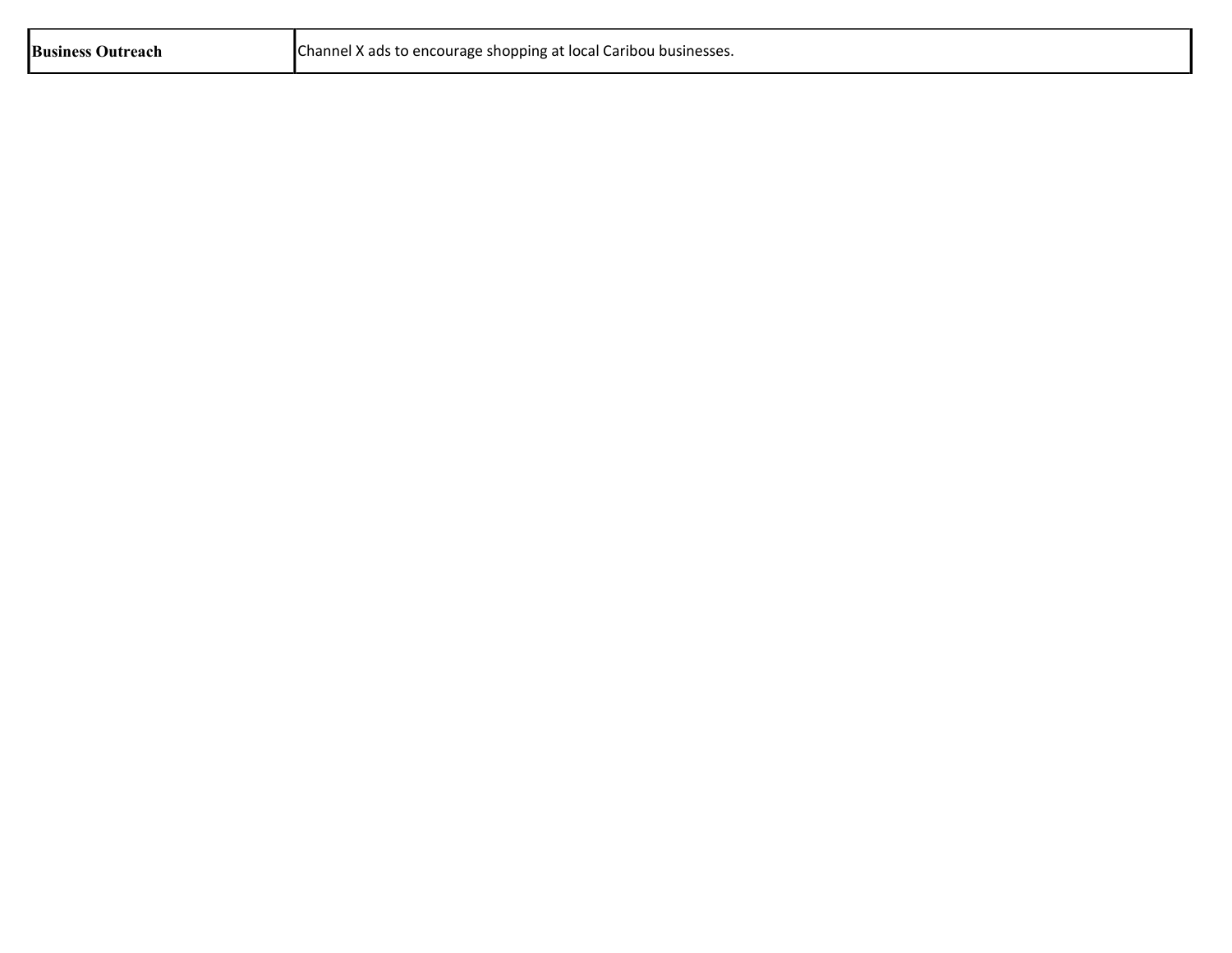| **Business Outreach** | Channel X ads to encourage shopping at local Caribou businesses. |
|---|---|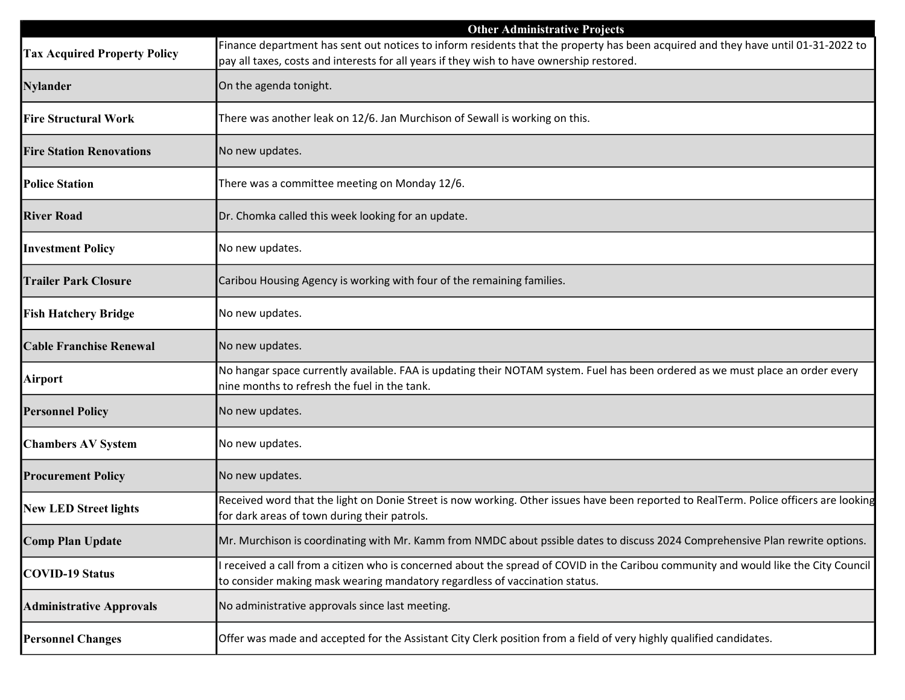| Other Administrative Projects | |
|---|---|
| **Tax Acquired Property Policy** | Finance department has sent out notices to inform residents that the property has been acquired and they have until 01-31-2022 to pay all taxes, costs and interests for all years if they wish to have ownership restored. |
| **Nylander** | On the agenda tonight. |
| **Fire Structural Work** | There was another leak on 12/6. Jan Murchison of Sewall is working on this. |
| **Fire Station Renovations** | No new updates. |
| **Police Station** | There was a committee meeting on Monday 12/6. |
| **River Road** | Dr. Chomka called this week looking for an update. |
| **Investment Policy** | No new updates. |
| **Trailer Park Closure** | Caribou Housing Agency is working with four of the remaining families. |
| **Fish Hatchery Bridge** | No new updates. |
| **Cable Franchise Renewal** | No new updates. |
| **Airport** | No hangar space currently available. FAA is updating their NOTAM system. Fuel has been ordered as we must place an order every nine months to refresh the fuel in the tank. |
| **Personnel Policy** | No new updates. |
| **Chambers AV System** | No new updates. |
| **Procurement Policy** | No new updates. |
| **New LED Street lights** | Received word that the light on Donie Street is now working. Other issues have been reported to RealTerm. Police officers are looking for dark areas of town during their patrols. |
| **Comp Plan Update** | Mr. Murchison is coordinating with Mr. Kamm from NMDC about pssible dates to discuss 2024 Comprehensive Plan rewrite options. |
| **COVID-19 Status** | I received a call from a citizen who is concerned about the spread of COVID in the Caribou community and would like the City Council to consider making mask wearing mandatory regardless of vaccination status. |
| **Administrative Approvals** | No administrative approvals since last meeting. |
| **Personnel Changes** | Offer was made and accepted for the Assistant City Clerk position from a field of very highly qualified candidates. |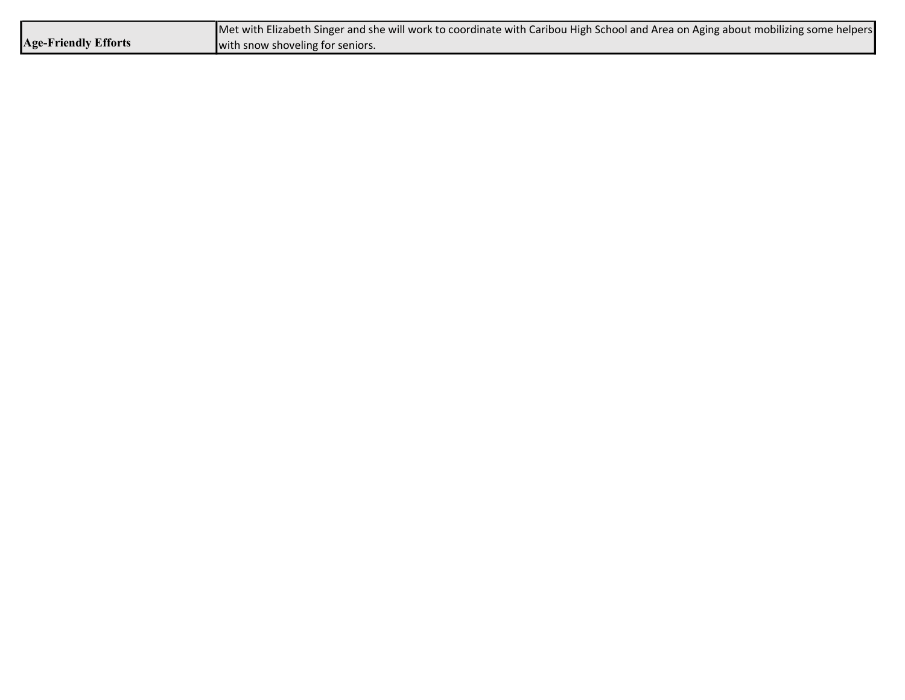| | |
|---|---|
| **Age-Friendly Efforts** | Met with Elizabeth Singer and she will work to coordinate with Caribou High School and Area on Aging about mobilizing some helpers with snow shoveling for seniors. |